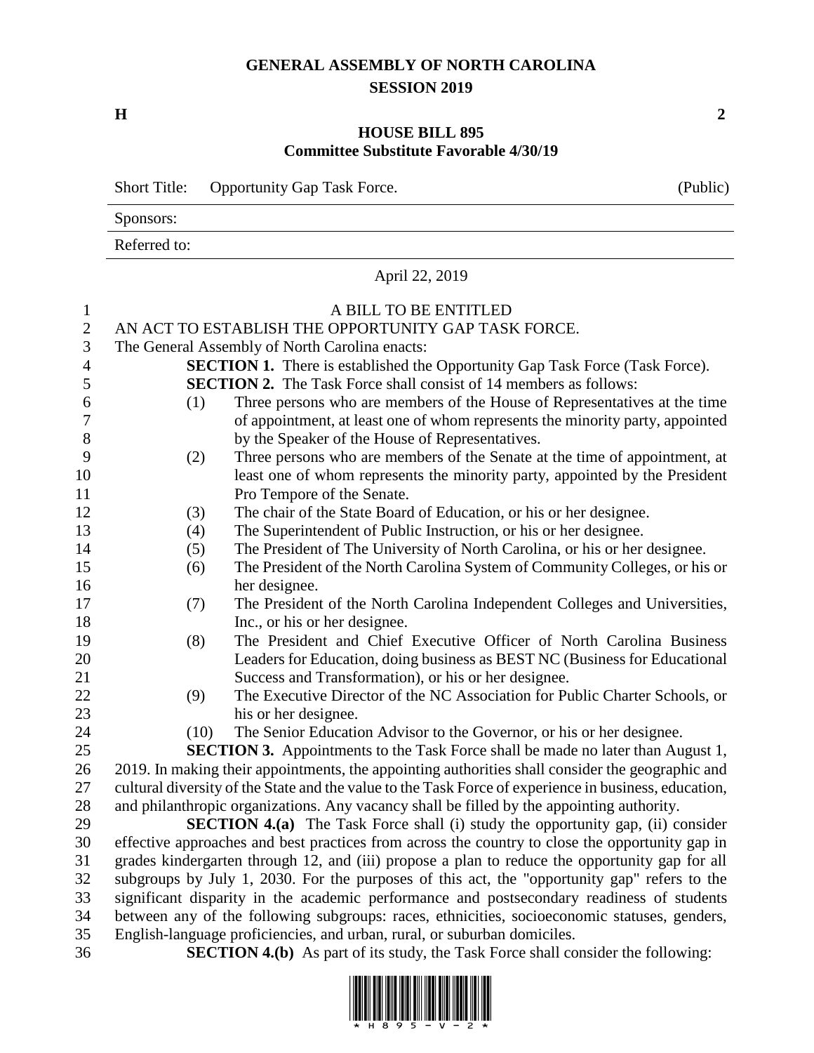# GENERAL ASSEMBLY OF NORTH CAROLINA
## SESSION 2019

**H** **2**

## HOUSE BILL 895
### Committee Substitute Favorable 4/30/19

| Short Title: | Opportunity Gap Task Force. | (Public) |
|---|---|---|
| Sponsors: | | |
| Referred to: | | |

April 22, 2019

A BILL TO BE ENTITLED

AN ACT TO ESTABLISH THE OPPORTUNITY GAP TASK FORCE.

The General Assembly of North Carolina enacts:

**SECTION 1.** There is established the Opportunity Gap Task Force (Task Force).

**SECTION 2.** The Task Force shall consist of 14 members as follows:

(1) Three persons who are members of the House of Representatives at the time of appointment, at least one of whom represents the minority party, appointed by the Speaker of the House of Representatives.

(2) Three persons who are members of the Senate at the time of appointment, at least one of whom represents the minority party, appointed by the President Pro Tempore of the Senate.

(3) The chair of the State Board of Education, or his or her designee.

(4) The Superintendent of Public Instruction, or his or her designee.

(5) The President of The University of North Carolina, or his or her designee.

(6) The President of the North Carolina System of Community Colleges, or his or her designee.

(7) The President of the North Carolina Independent Colleges and Universities, Inc., or his or her designee.

(8) The President and Chief Executive Officer of North Carolina Business Leaders for Education, doing business as BEST NC (Business for Educational Success and Transformation), or his or her designee.

(9) The Executive Director of the NC Association for Public Charter Schools, or his or her designee.

(10) The Senior Education Advisor to the Governor, or his or her designee.

**SECTION 3.** Appointments to the Task Force shall be made no later than August 1, 2019. In making their appointments, the appointing authorities shall consider the geographic and cultural diversity of the State and the value to the Task Force of experience in business, education, and philanthropic organizations. Any vacancy shall be filled by the appointing authority.

**SECTION 4.(a)** The Task Force shall (i) study the opportunity gap, (ii) consider effective approaches and best practices from across the country to close the opportunity gap in grades kindergarten through 12, and (iii) propose a plan to reduce the opportunity gap for all subgroups by July 1, 2030. For the purposes of this act, the "opportunity gap" refers to the significant disparity in the academic performance and postsecondary readiness of students between any of the following subgroups: races, ethnicities, socioeconomic statuses, genders, English-language proficiencies, and urban, rural, or suburban domiciles.

**SECTION 4.(b)** As part of its study, the Task Force shall consider the following: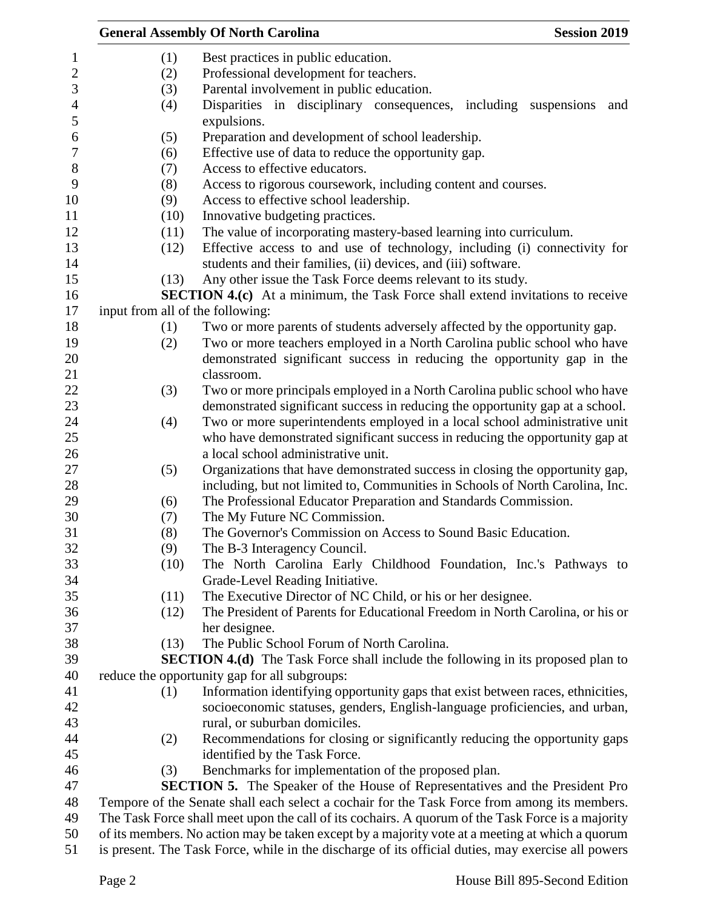(1) Best practices in public education.
(2) Professional development for teachers.
(3) Parental involvement in public education.
(4) Disparities in disciplinary consequences, including suspensions and expulsions.
(5) Preparation and development of school leadership.
(6) Effective use of data to reduce the opportunity gap.
(7) Access to effective educators.
(8) Access to rigorous coursework, including content and courses.
(9) Access to effective school leadership.
(10) Innovative budgeting practices.
(11) The value of incorporating mastery-based learning into curriculum.
(12) Effective access to and use of technology, including (i) connectivity for students and their families, (ii) devices, and (iii) software.
(13) Any other issue the Task Force deems relevant to its study.

**SECTION 4.(c)** At a minimum, the Task Force shall extend invitations to receive input from all of the following:

(1) Two or more parents of students adversely affected by the opportunity gap.
(2) Two or more teachers employed in a North Carolina public school who have demonstrated significant success in reducing the opportunity gap in the classroom.
(3) Two or more principals employed in a North Carolina public school who have demonstrated significant success in reducing the opportunity gap at a school.
(4) Two or more superintendents employed in a local school administrative unit who have demonstrated significant success in reducing the opportunity gap at a local school administrative unit.
(5) Organizations that have demonstrated success in closing the opportunity gap, including, but not limited to, Communities in Schools of North Carolina, Inc.
(6) The Professional Educator Preparation and Standards Commission.
(7) The My Future NC Commission.
(8) The Governor's Commission on Access to Sound Basic Education.
(9) The B-3 Interagency Council.
(10) The North Carolina Early Childhood Foundation, Inc.'s Pathways to Grade-Level Reading Initiative.
(11) The Executive Director of NC Child, or his or her designee.
(12) The President of Parents for Educational Freedom in North Carolina, or his or her designee.
(13) The Public School Forum of North Carolina.

**SECTION 4.(d)** The Task Force shall include the following in its proposed plan to reduce the opportunity gap for all subgroups:

(1) Information identifying opportunity gaps that exist between races, ethnicities, socioeconomic statuses, genders, English-language proficiencies, and urban, rural, or suburban domiciles.
(2) Recommendations for closing or significantly reducing the opportunity gaps identified by the Task Force.
(3) Benchmarks for implementation of the proposed plan.

**SECTION 5.** The Speaker of the House of Representatives and the President Pro Tempore of the Senate shall each select a cochair for the Task Force from among its members. The Task Force shall meet upon the call of its cochairs. A quorum of the Task Force is a majority of its members. No action may be taken except by a majority vote at a meeting at which a quorum is present. The Task Force, while in the discharge of its official duties, may exercise all powers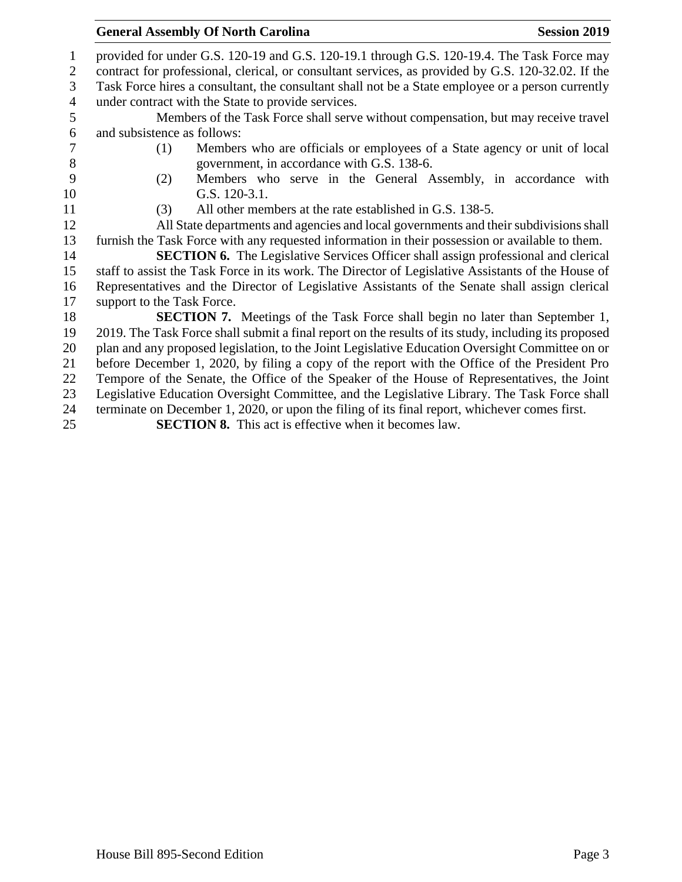provided for under G.S. 120-19 and G.S. 120-19.1 through G.S. 120-19.4. The Task Force may contract for professional, clerical, or consultant services, as provided by G.S. 120-32.02. If the Task Force hires a consultant, the consultant shall not be a State employee or a person currently under contract with the State to provide services.

Members of the Task Force shall serve without compensation, but may receive travel and subsistence as follows:

(1) Members who are officials or employees of a State agency or unit of local government, in accordance with G.S. 138-6.

(2) Members who serve in the General Assembly, in accordance with G.S. 120-3.1.

(3) All other members at the rate established in G.S. 138-5.

All State departments and agencies and local governments and their subdivisions shall furnish the Task Force with any requested information in their possession or available to them.

**SECTION 6.** The Legislative Services Officer shall assign professional and clerical staff to assist the Task Force in its work. The Director of Legislative Assistants of the House of Representatives and the Director of Legislative Assistants of the Senate shall assign clerical support to the Task Force.

**SECTION 7.** Meetings of the Task Force shall begin no later than September 1, 2019. The Task Force shall submit a final report on the results of its study, including its proposed plan and any proposed legislation, to the Joint Legislative Education Oversight Committee on or before December 1, 2020, by filing a copy of the report with the Office of the President Pro Tempore of the Senate, the Office of the Speaker of the House of Representatives, the Joint Legislative Education Oversight Committee, and the Legislative Library. The Task Force shall terminate on December 1, 2020, or upon the filing of its final report, whichever comes first.

**SECTION 8.** This act is effective when it becomes law.